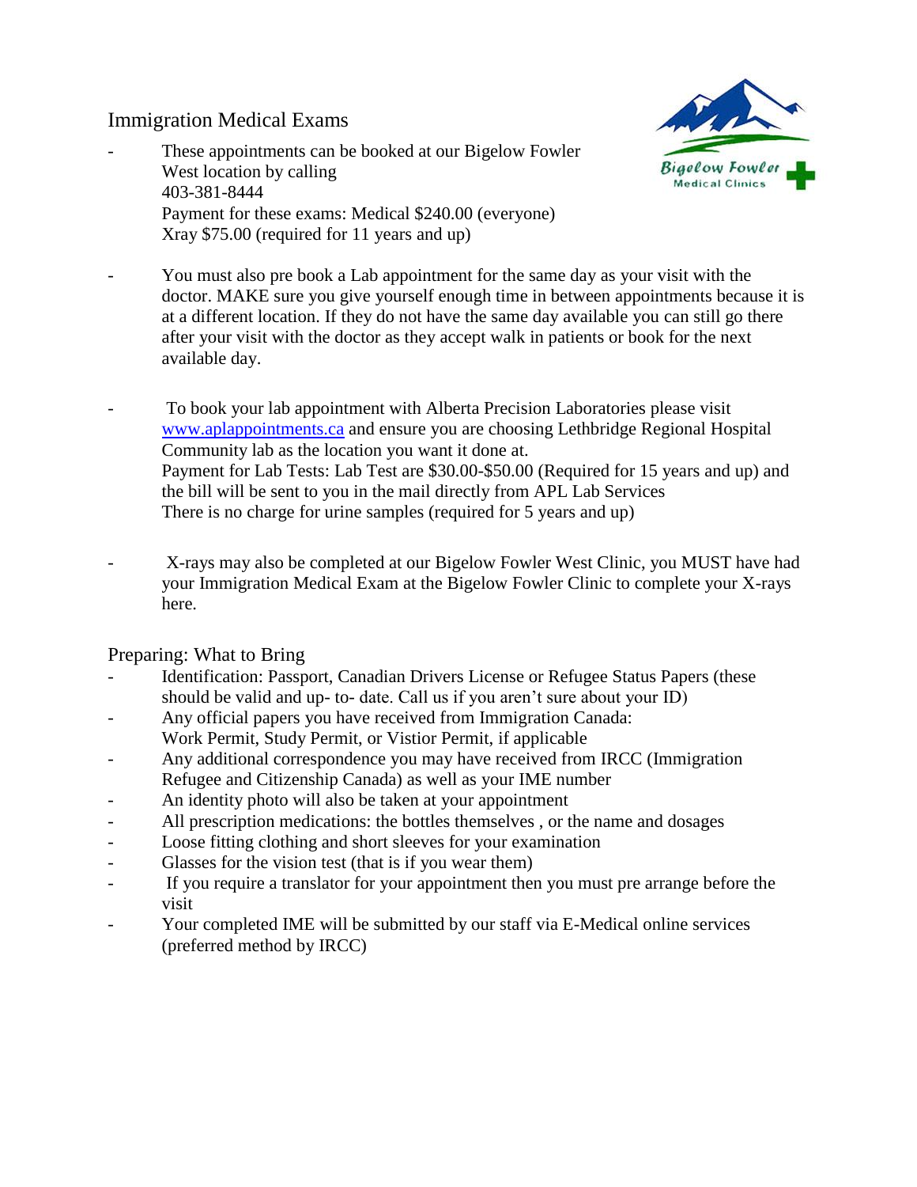## Immigration Medical Exams

- These appointments can be booked at our Bigelow Fowler West location by calling 403-381-8444
  Payment for these exams: Medical $240.00 (everyone)
  Xray $75.00 (required for 11 years and up)

- You must also pre book a Lab appointment for the same day as your visit with the doctor. MAKE sure you give yourself enough time in between appointments because it is at a different location. If they do not have the same day available you can still go there after your visit with the doctor as they accept walk in patients or book for the next available day.

- To book your lab appointment with Alberta Precision Laboratories please visit www.aplappointments.ca and ensure you are choosing Lethbridge Regional Hospital Community lab as the location you want it done at.
  Payment for Lab Tests: Lab Test are $30.00-$50.00 (Required for 15 years and up) and the bill will be sent to you in the mail directly from APL Lab Services
  There is no charge for urine samples (required for 5 years and up)

- X-rays may also be completed at our Bigelow Fowler West Clinic, you MUST have had your Immigration Medical Exam at the Bigelow Fowler Clinic to complete your X-rays here.

## Preparing: What to Bring

- Identification: Passport, Canadian Drivers License or Refugee Status Papers (these should be valid and up- to- date. Call us if you aren't sure about your ID)
- Any official papers you have received from Immigration Canada:
  Work Permit, Study Permit, or Vistior Permit, if applicable
- Any additional correspondence you may have received from IRCC (Immigration Refugee and Citizenship Canada) as well as your IME number
- An identity photo will also be taken at your appointment
- All prescription medications: the bottles themselves , or the name and dosages
- Loose fitting clothing and short sleeves for your examination
- Glasses for the vision test (that is if you wear them)
- If you require a translator for your appointment then you must pre arrange before the visit
- Your completed IME will be submitted by our staff via E-Medical online services (preferred method by IRCC)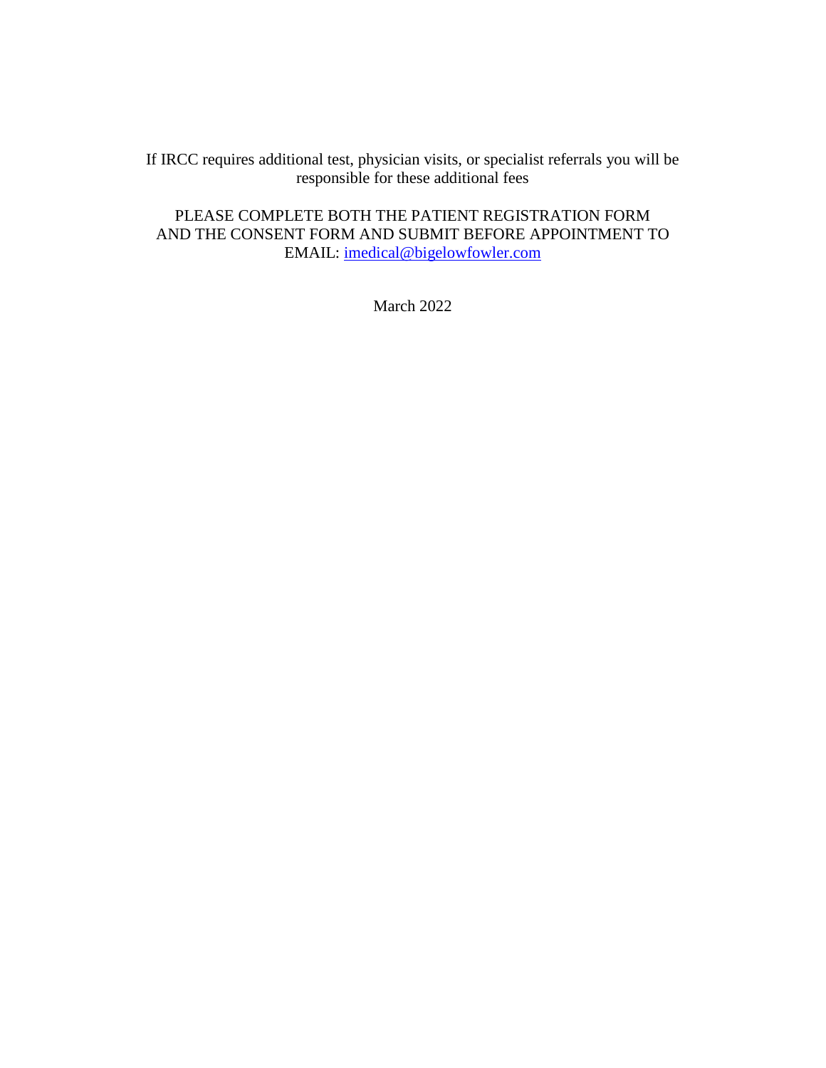If IRCC requires additional test, physician visits, or specialist referrals you will be responsible for these additional fees

PLEASE COMPLETE BOTH THE PATIENT REGISTRATION FORM AND THE CONSENT FORM AND SUBMIT BEFORE APPOINTMENT TO EMAIL: [imedical@bigelowfowler.com](mailto:imedical@bigelowfowler.com)

March 2022